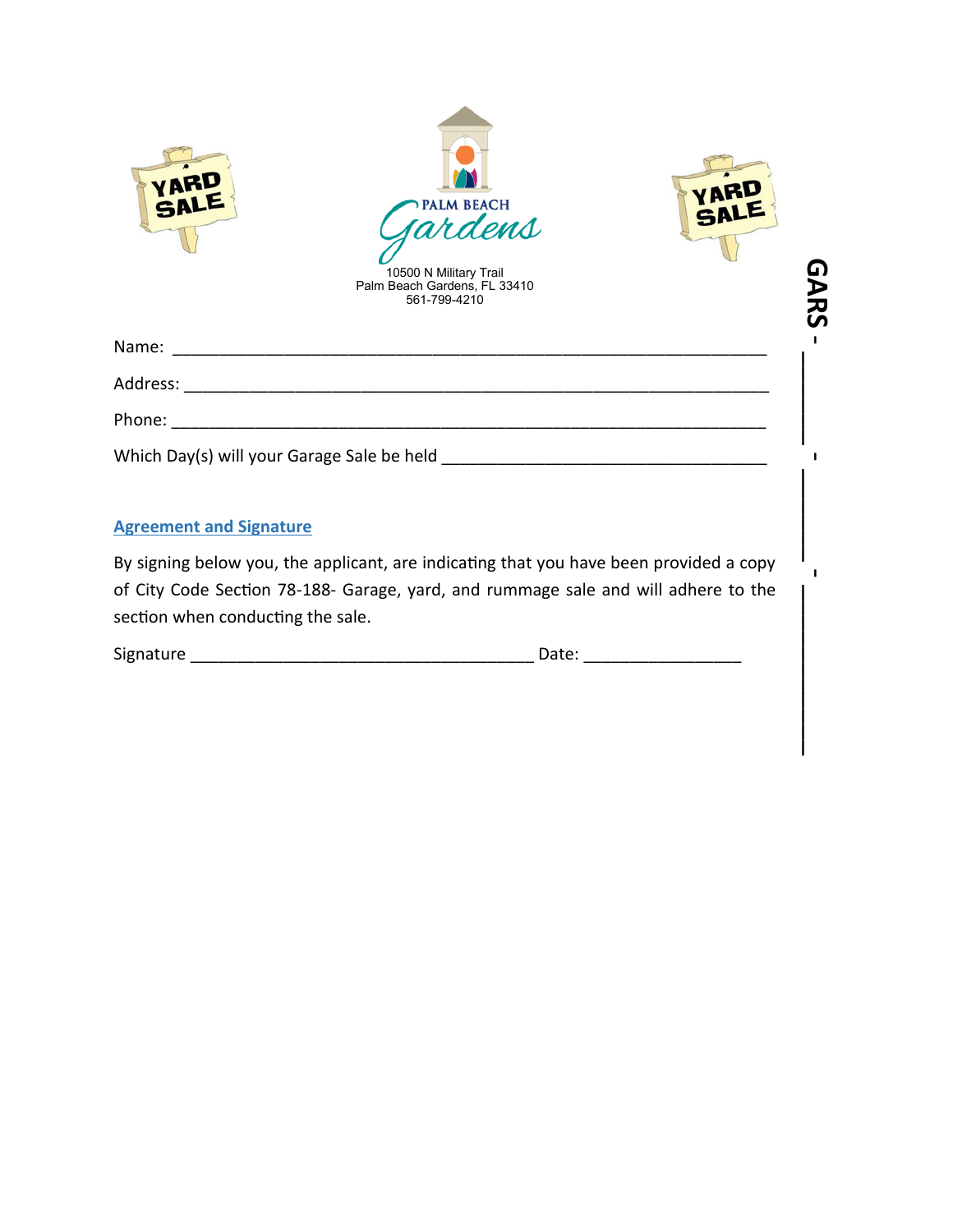PALM BEACH Gardens

10500 N Military Trail
Palm Beach Gardens, FL 33410
561-799-4210

Name: ___________________________________________________________

Address: _________________________________________________________

Phone: __________________________________________________________

Which Day(s) will your Garage Sale be held ___________________________________

## Agreement and Signature

By signing below you, the applicant, are indicating that you have been provided a copy of City Code Section 78-188- Garage, yard, and rummage sale and will adhere to the section when conducting the sale.

Signature ___________________________________ Date: ________________

GARS - ______ - ______ - ____________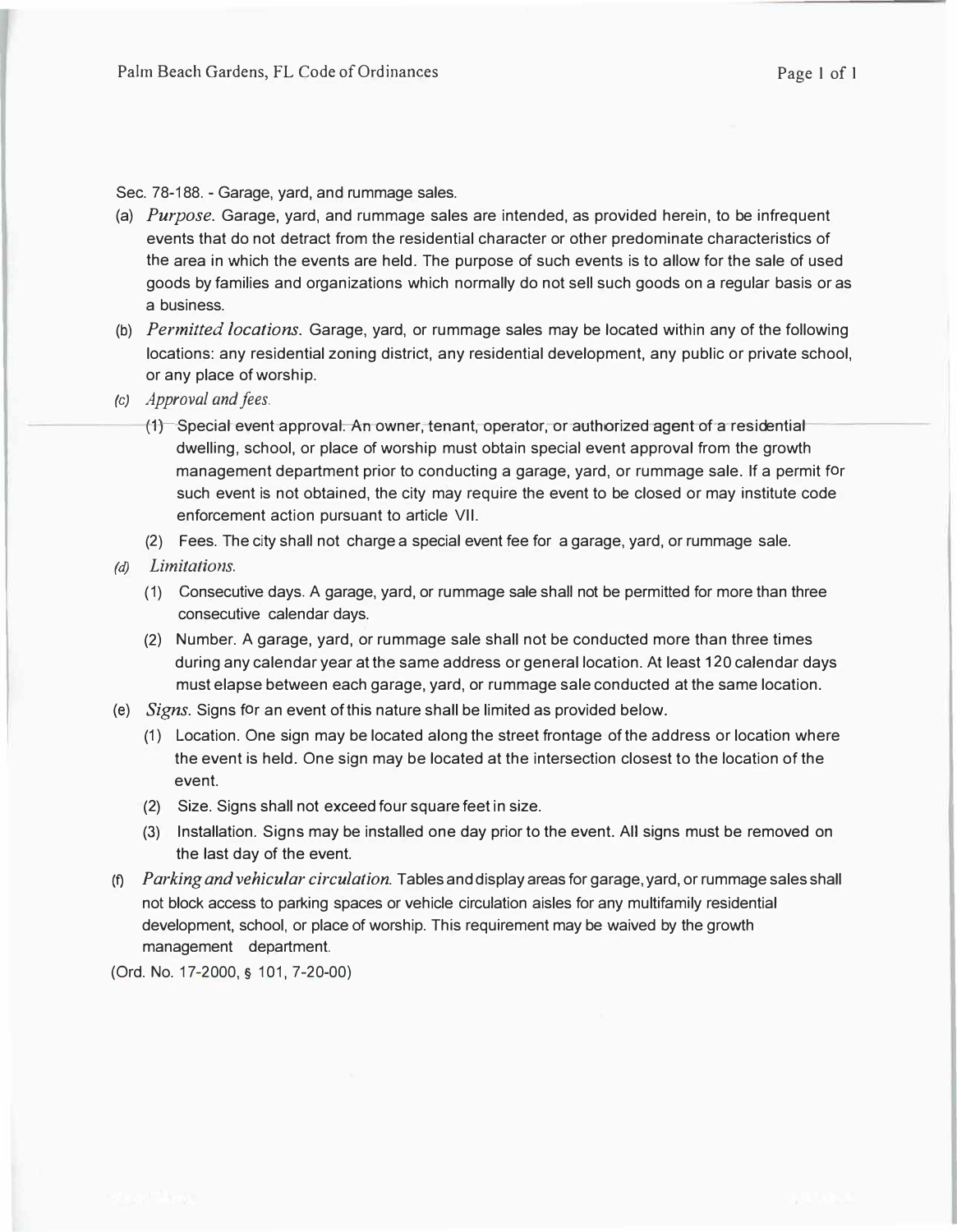Sec. 78-188. - Garage, yard, and rummage sales.

(a) *Purpose.* Garage, yard, and rummage sales are intended, as provided herein, to be infrequent events that do not detract from the residential character or other predominate characteristics of the area in which the events are held. The purpose of such events is to allow for the sale of used goods by families and organizations which normally do not sell such goods on a regular basis or as a business.

(b) *Permitted locations.* Garage, yard, or rummage sales may be located within any of the following locations: any residential zoning district, any residential development, any public or private school, or any place of worship.

(c) *Approval and fees.*

(1) Special event approval. An owner, tenant, operator, or authorized agent of a residential dwelling, school, or place of worship must obtain special event approval from the growth management department prior to conducting a garage, yard, or rummage sale. If a permit for such event is not obtained, the city may require the event to be closed or may institute code enforcement action pursuant to article VII.

(2) Fees. The city shall not charge a special event fee for a garage, yard, or rummage sale.

(d) *Limitations.*

(1) Consecutive days. A garage, yard, or rummage sale shall not be permitted for more than three consecutive calendar days.

(2) Number. A garage, yard, or rummage sale shall not be conducted more than three times during any calendar year at the same address or general location. At least 120 calendar days must elapse between each garage, yard, or rummage sale conducted at the same location.

(e) *Signs.* Signs for an event of this nature shall be limited as provided below.

(1) Location. One sign may be located along the street frontage of the address or location where the event is held. One sign may be located at the intersection closest to the location of the event.

(2) Size. Signs shall not exceed four square feet in size.

(3) Installation. Signs may be installed one day prior to the event. All signs must be removed on the last day of the event.

(f) *Parking and vehicular circulation.* Tables and display areas for garage, yard, or rummage sales shall not block access to parking spaces or vehicle circulation aisles for any multifamily residential development, school, or place of worship. This requirement may be waived by the growth management department.

(Ord. No. 17-2000, § 101, 7-20-00)